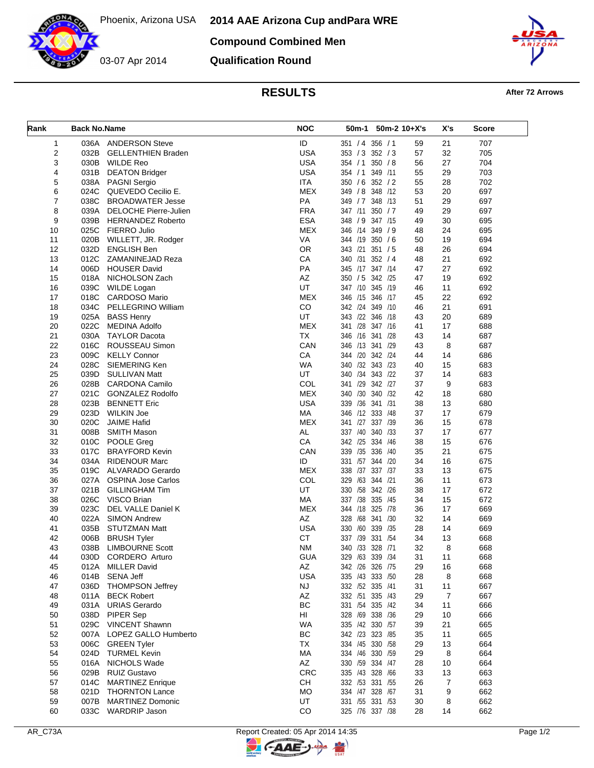Phoenix, Arizona USA

03-07 Apr 2014

# 2014 AAE Arizona Cup andPara WRE

## Compound Combined Men

## Qualification Round

## RESULTS

**After 72 Arrows**

| Rank | Back No. | Name | NOC | 50m-1 | 50m-2 | 10+X's | X's | Score |
|---|---|---|---|---|---|---|---|---|
| 1 | 036A | ANDERSON Steve | ID | 351 / 4 | 356 / 1 | 59 | 21 | 707 |
| 2 | 032B | GELLENTHIEN Braden | USA | 353 / 3 | 352 / 3 | 57 | 32 | 705 |
| 3 | 030B | WILDE Reo | USA | 354 / 1 | 350 / 8 | 56 | 27 | 704 |
| 4 | 031B | DEATON Bridger | USA | 354 / 1 | 349 /11 | 55 | 29 | 703 |
| 5 | 038A | PAGNI Sergio | ITA | 350 / 6 | 352 / 2 | 55 | 28 | 702 |
| 6 | 024C | QUEVEDO Cecilio E. | MEX | 349 / 8 | 348 /12 | 53 | 20 | 697 |
| 7 | 038C | BROADWATER Jesse | PA | 349 / 7 | 348 /13 | 51 | 29 | 697 |
| 8 | 039A | DELOCHE Pierre-Julien | FRA | 347 /11 | 350 / 7 | 49 | 29 | 697 |
| 9 | 039B | HERNANDEZ Roberto | ESA | 348 / 9 | 347 /15 | 49 | 30 | 695 |
| 10 | 025C | FIERRO Julio | MEX | 346 /14 | 349 / 9 | 48 | 24 | 695 |
| 11 | 020B | WILLETT, JR. Rodger | VA | 344 /19 | 350 / 6 | 50 | 19 | 694 |
| 12 | 032D | ENGLISH Ben | OR | 343 /21 | 351 / 5 | 48 | 26 | 694 |
| 13 | 012C | ZAMANINEJAD Reza | CA | 340 /31 | 352 / 4 | 48 | 21 | 692 |
| 14 | 006D | HOUSER David | PA | 345 /17 | 347 /14 | 47 | 27 | 692 |
| 15 | 018A | NICHOLSON Zach | AZ | 350 / 5 | 342 /25 | 47 | 19 | 692 |
| 16 | 039C | WILDE Logan | UT | 347 /10 | 345 /19 | 46 | 11 | 692 |
| 17 | 018C | CARDOSO Mario | MEX | 346 /15 | 346 /17 | 45 | 22 | 692 |
| 18 | 034C | PELLEGRINO William | CO | 342 /24 | 349 /10 | 46 | 21 | 691 |
| 19 | 025A | BASS Henry | UT | 343 /22 | 346 /18 | 43 | 20 | 689 |
| 20 | 022C | MEDINA Adolfo | MEX | 341 /28 | 347 /16 | 41 | 17 | 688 |
| 21 | 030A | TAYLOR Dacota | TX | 346 /16 | 341 /28 | 43 | 14 | 687 |
| 22 | 016C | ROUSSEAU Simon | CAN | 346 /13 | 341 /29 | 43 | 8 | 687 |
| 23 | 009C | KELLY Connor | CA | 344 /20 | 342 /24 | 44 | 14 | 686 |
| 24 | 028C | SIEMERING Ken | WA | 340 /32 | 343 /23 | 40 | 15 | 683 |
| 25 | 039D | SULLIVAN Matt | UT | 340 /34 | 343 /22 | 37 | 14 | 683 |
| 26 | 028B | CARDONA Camilo | COL | 341 /29 | 342 /27 | 37 | 9 | 683 |
| 27 | 021C | GONZALEZ Rodolfo | MEX | 340 /30 | 340 /32 | 42 | 18 | 680 |
| 28 | 023B | BENNETT Eric | USA | 339 /36 | 341 /31 | 38 | 13 | 680 |
| 29 | 023D | WILKIN Joe | MA | 346 /12 | 333 /48 | 37 | 17 | 679 |
| 30 | 020C | JAIME Hafid | MEX | 341 /27 | 337 /39 | 36 | 15 | 678 |
| 31 | 008B | SMITH Mason | AL | 337 /40 | 340 /33 | 37 | 17 | 677 |
| 32 | 010C | POOLE Greg | CA | 342 /25 | 334 /46 | 38 | 15 | 676 |
| 33 | 017C | BRAYFORD Kevin | CAN | 339 /35 | 336 /40 | 35 | 21 | 675 |
| 34 | 034A | RIDENOUR Marc | ID | 331 /57 | 344 /20 | 34 | 16 | 675 |
| 35 | 019C | ALVARADO Gerardo | MEX | 338 /37 | 337 /37 | 33 | 13 | 675 |
| 36 | 027A | OSPINA Jose Carlos | COL | 329 /63 | 344 /21 | 36 | 11 | 673 |
| 37 | 021B | GILLINGHAM Tim | UT | 330 /58 | 342 /26 | 38 | 17 | 672 |
| 38 | 026C | VISCO Brian | MA | 337 /38 | 335 /45 | 34 | 15 | 672 |
| 39 | 023C | DEL VALLE Daniel K | MEX | 344 /18 | 325 /78 | 36 | 17 | 669 |
| 40 | 022A | SIMON Andrew | AZ | 328 /68 | 341 /30 | 32 | 14 | 669 |
| 41 | 035B | STUTZMAN Matt | USA | 330 /60 | 339 /35 | 28 | 14 | 669 |
| 42 | 006B | BRUSH Tyler | CT | 337 /39 | 331 /54 | 34 | 13 | 668 |
| 43 | 038B | LIMBOURNE Scott | NM | 340 /33 | 328 /71 | 32 | 8 | 668 |
| 44 | 030D | CORDERO Arturo | GUA | 329 /63 | 339 /34 | 31 | 11 | 668 |
| 45 | 012A | MILLER David | AZ | 342 /26 | 326 /75 | 29 | 16 | 668 |
| 46 | 014B | SENA Jeff | USA | 335 /43 | 333 /50 | 28 | 8 | 668 |
| 47 | 036D | THOMPSON Jeffrey | NJ | 332 /52 | 335 /41 | 31 | 11 | 667 |
| 48 | 011A | BECK Robert | AZ | 332 /51 | 335 /43 | 29 | 7 | 667 |
| 49 | 031A | URIAS Gerardo | BC | 331 /54 | 335 /42 | 34 | 11 | 666 |
| 50 | 038D | PIPER Sep | HI | 328 /69 | 338 /36 | 29 | 10 | 666 |
| 51 | 029C | VINCENT Shawnn | WA | 335 /42 | 330 /57 | 39 | 21 | 665 |
| 52 | 007A | LOPEZ GALLO Humberto | BC | 342 /23 | 323 /85 | 35 | 11 | 665 |
| 53 | 006C | GREEN Tyler | TX | 334 /45 | 330 /58 | 29 | 13 | 664 |
| 54 | 024D | TURMEL Kevin | MA | 334 /46 | 330 /59 | 29 | 8 | 664 |
| 55 | 016A | NICHOLS Wade | AZ | 330 /59 | 334 /47 | 28 | 10 | 664 |
| 56 | 029B | RUIZ Gustavo | CRC | 335 /43 | 328 /66 | 33 | 13 | 663 |
| 57 | 014C | MARTINEZ Enrique | CH | 332 /53 | 331 /55 | 26 | 7 | 663 |
| 58 | 021D | THORNTON Lance | MO | 334 /47 | 328 /67 | 31 | 9 | 662 |
| 59 | 007B | MARTINEZ Domonic | UT | 331 /55 | 331 /53 | 30 | 8 | 662 |
| 60 | 033C | WARDRIP Jason | CO | 325 /76 | 337 /38 | 28 | 14 | 662 |

AR_C73A Report Created: 05 Apr 2014 14:35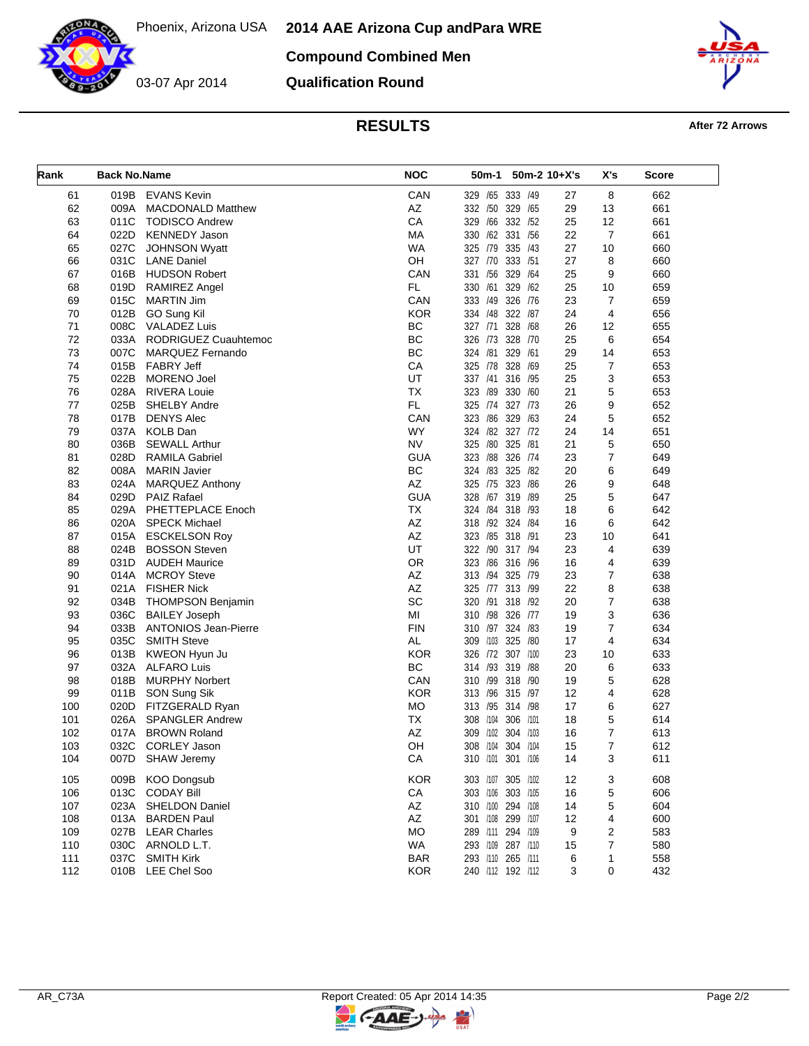Phoenix, Arizona USA

03-07 Apr 2014

# 2014 AAE Arizona Cup andPara WRE

## Compound Combined Men

## Qualification Round

### RESULTS

After 72 Arrows

| Rank | Back No. | Name | NOC | 50m-1 | 50m-2 | 10+X's | X's | Score |
|---|---|---|---|---|---|---|---|---|
| 61 | 019B | EVANS Kevin | CAN | 329 /65 | 333 /49 | 27 | 8 | 662 |
| 62 | 009A | MACDONALD Matthew | AZ | 332 /50 | 329 /65 | 29 | 13 | 661 |
| 63 | 011C | TODISCO Andrew | CA | 329 /66 | 332 /52 | 25 | 12 | 661 |
| 64 | 022D | KENNEDY Jason | MA | 330 /62 | 331 /56 | 22 | 7 | 661 |
| 65 | 027C | JOHNSON Wyatt | WA | 325 /79 | 335 /43 | 27 | 10 | 660 |
| 66 | 031C | LANE Daniel | OH | 327 /70 | 333 /51 | 27 | 8 | 660 |
| 67 | 016B | HUDSON Robert | CAN | 331 /56 | 329 /64 | 25 | 9 | 660 |
| 68 | 019D | RAMIREZ Angel | FL | 330 /61 | 329 /62 | 25 | 10 | 659 |
| 69 | 015C | MARTIN Jim | CAN | 333 /49 | 326 /76 | 23 | 7 | 659 |
| 70 | 012B | GO Sung Kil | KOR | 334 /48 | 322 /87 | 24 | 4 | 656 |
| 71 | 008C | VALADEZ Luis | BC | 327 /71 | 328 /68 | 26 | 12 | 655 |
| 72 | 033A | RODRIGUEZ Cuauhtemoc | BC | 326 /73 | 328 /70 | 25 | 6 | 654 |
| 73 | 007C | MARQUEZ Fernando | BC | 324 /81 | 329 /61 | 29 | 14 | 653 |
| 74 | 015B | FABRY Jeff | CA | 325 /78 | 328 /69 | 25 | 7 | 653 |
| 75 | 022B | MORENO Joel | UT | 337 /41 | 316 /95 | 25 | 3 | 653 |
| 76 | 028A | RIVERA Louie | TX | 323 /89 | 330 /60 | 21 | 5 | 653 |
| 77 | 025B | SHELBY Andre | FL | 325 /74 | 327 /73 | 26 | 9 | 652 |
| 78 | 017B | DENYS Alec | CAN | 323 /86 | 329 /63 | 24 | 5 | 652 |
| 79 | 037A | KOLB Dan | WY | 324 /82 | 327 /72 | 24 | 14 | 651 |
| 80 | 036B | SEWALL Arthur | NV | 325 /80 | 325 /81 | 21 | 5 | 650 |
| 81 | 028D | RAMILA Gabriel | GUA | 323 /88 | 326 /74 | 23 | 7 | 649 |
| 82 | 008A | MARIN Javier | BC | 324 /83 | 325 /82 | 20 | 6 | 649 |
| 83 | 024A | MARQUEZ Anthony | AZ | 325 /75 | 323 /86 | 26 | 9 | 648 |
| 84 | 029D | PAIZ Rafael | GUA | 328 /67 | 319 /89 | 25 | 5 | 647 |
| 85 | 029A | PHETTEPLACE Enoch | TX | 324 /84 | 318 /93 | 18 | 6 | 642 |
| 86 | 020A | SPECK Michael | AZ | 318 /92 | 324 /84 | 16 | 6 | 642 |
| 87 | 015A | ESCKELSON Roy | AZ | 323 /85 | 318 /91 | 23 | 10 | 641 |
| 88 | 024B | BOSSON Steven | UT | 322 /90 | 317 /94 | 23 | 4 | 639 |
| 89 | 031D | AUDEH Maurice | OR | 323 /86 | 316 /96 | 16 | 4 | 639 |
| 90 | 014A | MCROY Steve | AZ | 313 /94 | 325 /79 | 23 | 7 | 638 |
| 91 | 021A | FISHER Nick | AZ | 325 /77 | 313 /99 | 22 | 8 | 638 |
| 92 | 034B | THOMPSON Benjamin | SC | 320 /91 | 318 /92 | 20 | 7 | 638 |
| 93 | 036C | BAILEY Joseph | MI | 310 /98 | 326 /77 | 19 | 3 | 636 |
| 94 | 033B | ANTONIOS Jean-Pierre | FIN | 310 /97 | 324 /83 | 19 | 7 | 634 |
| 95 | 035C | SMITH Steve | AL | 309 /103 | 325 /80 | 17 | 4 | 634 |
| 96 | 013B | KWEON Hyun Ju | KOR | 326 /72 | 307 /100 | 23 | 10 | 633 |
| 97 | 032A | ALFARO Luis | BC | 314 /93 | 319 /88 | 20 | 6 | 633 |
| 98 | 018B | MURPHY Norbert | CAN | 310 /99 | 318 /90 | 19 | 5 | 628 |
| 99 | 011B | SON Sung Sik | KOR | 313 /96 | 315 /97 | 12 | 4 | 628 |
| 100 | 020D | FITZGERALD Ryan | MO | 313 /95 | 314 /98 | 17 | 6 | 627 |
| 101 | 026A | SPANGLER Andrew | TX | 308 /104 | 306 /101 | 18 | 5 | 614 |
| 102 | 017A | BROWN Roland | AZ | 309 /102 | 304 /103 | 16 | 7 | 613 |
| 103 | 032C | CORLEY Jason | OH | 308 /104 | 304 /104 | 15 | 7 | 612 |
| 104 | 007D | SHAW Jeremy | CA | 310 /101 | 301 /106 | 14 | 3 | 611 |
| 105 | 009B | KOO Dongsub | KOR | 303 /107 | 305 /102 | 12 | 3 | 608 |
| 106 | 013C | CODAY Bill | CA | 303 /106 | 303 /105 | 16 | 5 | 606 |
| 107 | 023A | SHELDON Daniel | AZ | 310 /100 | 294 /108 | 14 | 5 | 604 |
| 108 | 013A | BARDEN Paul | AZ | 301 /108 | 299 /107 | 12 | 4 | 600 |
| 109 | 027B | LEAR Charles | MO | 289 /111 | 294 /109 | 9 | 2 | 583 |
| 110 | 030C | ARNOLD L.T. | WA | 293 /109 | 287 /110 | 15 | 7 | 580 |
| 111 | 037C | SMITH Kirk | BAR | 293 /110 | 265 /111 | 6 | 1 | 558 |
| 112 | 010B | LEE Chel Soo | KOR | 240 /112 | 192 /112 | 3 | 0 | 432 |

AR_C73A

Report Created: 05 Apr 2014 14:35